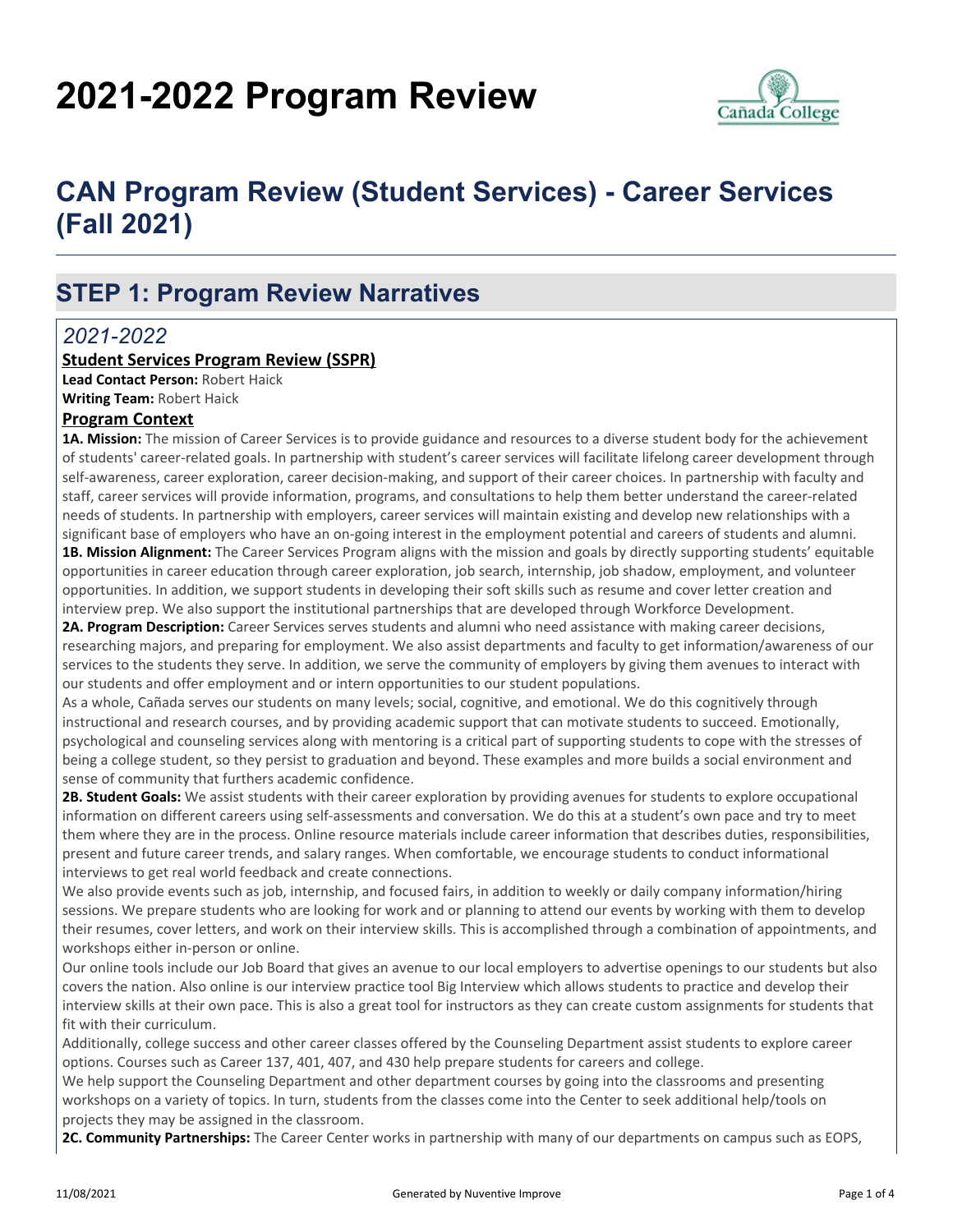# 2021-2022 Program Review

# CAN Program Review (Student Services) - Career Services (Fall 2021)

## STEP 1: Program Review Narratives

### *2021-2022*

**Student Services Program Review (SSPR)**

**Lead Contact Person:** Robert Haick

**Writing Team:** Robert Haick

**Program Context**

**1A. Mission:** The mission of Career Services is to provide guidance and resources to a diverse student body for the achievement of students' career-related goals. In partnership with student's career services will facilitate lifelong career development through self-awareness, career exploration, career decision-making, and support of their career choices. In partnership with faculty and staff, career services will provide information, programs, and consultations to help them better understand the career-related needs of students. In partnership with employers, career services will maintain existing and develop new relationships with a significant base of employers who have an on-going interest in the employment potential and careers of students and alumni.

**1B. Mission Alignment:** The Career Services Program aligns with the mission and goals by directly supporting students' equitable opportunities in career education through career exploration, job search, internship, job shadow, employment, and volunteer opportunities. In addition, we support students in developing their soft skills such as resume and cover letter creation and interview prep. We also support the institutional partnerships that are developed through Workforce Development.

**2A. Program Description:** Career Services serves students and alumni who need assistance with making career decisions, researching majors, and preparing for employment. We also assist departments and faculty to get information/awareness of our services to the students they serve. In addition, we serve the community of employers by giving them avenues to interact with our students and offer employment and or intern opportunities to our student populations.

As a whole, Cañada serves our students on many levels; social, cognitive, and emotional. We do this cognitively through instructional and research courses, and by providing academic support that can motivate students to succeed. Emotionally, psychological and counseling services along with mentoring is a critical part of supporting students to cope with the stresses of being a college student, so they persist to graduation and beyond. These examples and more builds a social environment and sense of community that furthers academic confidence.

**2B. Student Goals:** We assist students with their career exploration by providing avenues for students to explore occupational information on different careers using self-assessments and conversation. We do this at a student's own pace and try to meet them where they are in the process. Online resource materials include career information that describes duties, responsibilities, present and future career trends, and salary ranges. When comfortable, we encourage students to conduct informational interviews to get real world feedback and create connections.

We also provide events such as job, internship, and focused fairs, in addition to weekly or daily company information/hiring sessions. We prepare students who are looking for work and or planning to attend our events by working with them to develop their resumes, cover letters, and work on their interview skills. This is accomplished through a combination of appointments, and workshops either in-person or online.

Our online tools include our Job Board that gives an avenue to our local employers to advertise openings to our students but also covers the nation. Also online is our interview practice tool Big Interview which allows students to practice and develop their interview skills at their own pace. This is also a great tool for instructors as they can create custom assignments for students that fit with their curriculum.

Additionally, college success and other career classes offered by the Counseling Department assist students to explore career options. Courses such as Career 137, 401, 407, and 430 help prepare students for careers and college.

We help support the Counseling Department and other department courses by going into the classrooms and presenting workshops on a variety of topics. In turn, students from the classes come into the Center to seek additional help/tools on projects they may be assigned in the classroom.

**2C. Community Partnerships:** The Career Center works in partnership with many of our departments on campus such as EOPS,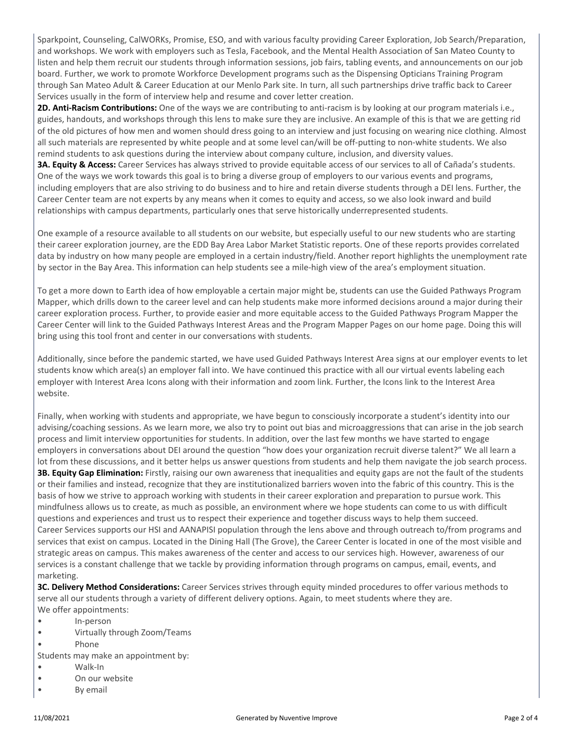Sparkpoint, Counseling, CalWORKs, Promise, ESO, and with various faculty providing Career Exploration, Job Search/Preparation, and workshops. We work with employers such as Tesla, Facebook, and the Mental Health Association of San Mateo County to listen and help them recruit our students through information sessions, job fairs, tabling events, and announcements on our job board. Further, we work to promote Workforce Development programs such as the Dispensing Opticians Training Program through San Mateo Adult & Career Education at our Menlo Park site. In turn, all such partnerships drive traffic back to Career Services usually in the form of interview help and resume and cover letter creation.

**2D. Anti-Racism Contributions:** One of the ways we are contributing to anti-racism is by looking at our program materials i.e., guides, handouts, and workshops through this lens to make sure they are inclusive. An example of this is that we are getting rid of the old pictures of how men and women should dress going to an interview and just focusing on wearing nice clothing. Almost all such materials are represented by white people and at some level can/will be off-putting to non-white students. We also remind students to ask questions during the interview about company culture, inclusion, and diversity values.

**3A. Equity & Access:** Career Services has always strived to provide equitable access of our services to all of Cañada's students. One of the ways we work towards this goal is to bring a diverse group of employers to our various events and programs, including employers that are also striving to do business and to hire and retain diverse students through a DEI lens. Further, the Career Center team are not experts by any means when it comes to equity and access, so we also look inward and build relationships with campus departments, particularly ones that serve historically underrepresented students.

One example of a resource available to all students on our website, but especially useful to our new students who are starting their career exploration journey, are the EDD Bay Area Labor Market Statistic reports. One of these reports provides correlated data by industry on how many people are employed in a certain industry/field. Another report highlights the unemployment rate by sector in the Bay Area. This information can help students see a mile-high view of the area's employment situation.

To get a more down to Earth idea of how employable a certain major might be, students can use the Guided Pathways Program Mapper, which drills down to the career level and can help students make more informed decisions around a major during their career exploration process. Further, to provide easier and more equitable access to the Guided Pathways Program Mapper the Career Center will link to the Guided Pathways Interest Areas and the Program Mapper Pages on our home page. Doing this will bring using this tool front and center in our conversations with students.

Additionally, since before the pandemic started, we have used Guided Pathways Interest Area signs at our employer events to let students know which area(s) an employer fall into. We have continued this practice with all our virtual events labeling each employer with Interest Area Icons along with their information and zoom link. Further, the Icons link to the Interest Area website.

Finally, when working with students and appropriate, we have begun to consciously incorporate a student's identity into our advising/coaching sessions. As we learn more, we also try to point out bias and microaggressions that can arise in the job search process and limit interview opportunities for students. In addition, over the last few months we have started to engage employers in conversations about DEI around the question "how does your organization recruit diverse talent?" We all learn a lot from these discussions, and it better helps us answer questions from students and help them navigate the job search process.

**3B. Equity Gap Elimination:** Firstly, raising our own awareness that inequalities and equity gaps are not the fault of the students or their families and instead, recognize that they are institutionalized barriers woven into the fabric of this country. This is the basis of how we strive to approach working with students in their career exploration and preparation to pursue work. This mindfulness allows us to create, as much as possible, an environment where we hope students can come to us with difficult questions and experiences and trust us to respect their experience and together discuss ways to help them succeed.

Career Services supports our HSI and AANAPISI population through the lens above and through outreach to/from programs and services that exist on campus. Located in the Dining Hall (The Grove), the Career Center is located in one of the most visible and strategic areas on campus. This makes awareness of the center and access to our services high. However, awareness of our services is a constant challenge that we tackle by providing information through programs on campus, email, events, and marketing.

**3C. Delivery Method Considerations:** Career Services strives through equity minded procedures to offer various methods to serve all our students through a variety of different delivery options. Again, to meet students where they are.

We offer appointments:

- In-person
- Virtually through Zoom/Teams
- Phone

Students may make an appointment by:

- Walk-In
- On our website
- By email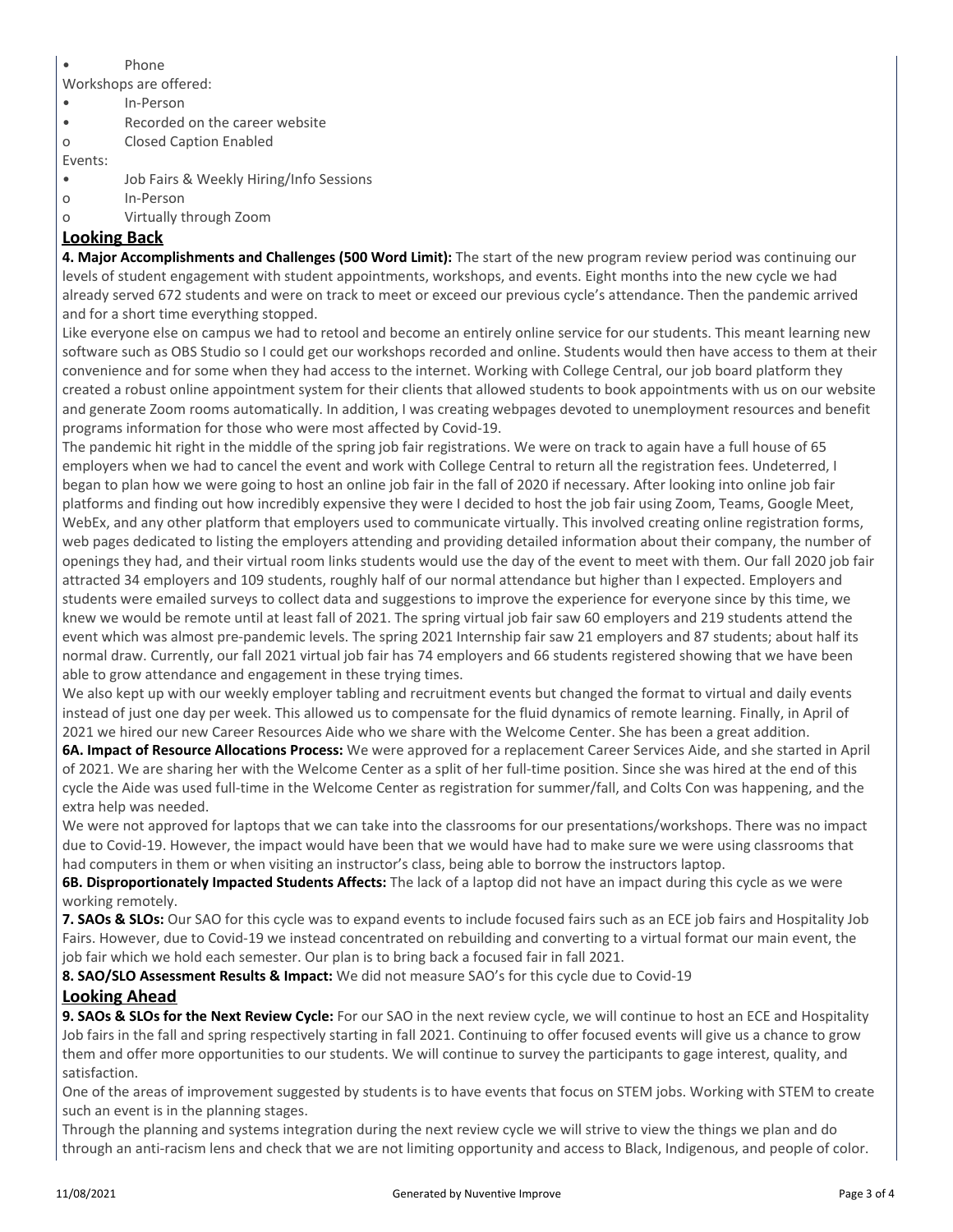- Phone

Workshops are offered:

- In-Person
- Recorded on the career website
    - Closed Caption Enabled

Events:

- Job Fairs & Weekly Hiring/Info Sessions
    - In-Person
    - Virtually through Zoom

## Looking Back

**4. Major Accomplishments and Challenges (500 Word Limit):** The start of the new program review period was continuing our levels of student engagement with student appointments, workshops, and events. Eight months into the new cycle we had already served 672 students and were on track to meet or exceed our previous cycle's attendance. Then the pandemic arrived and for a short time everything stopped.

Like everyone else on campus we had to retool and become an entirely online service for our students. This meant learning new software such as OBS Studio so I could get our workshops recorded and online. Students would then have access to them at their convenience and for some when they had access to the internet. Working with College Central, our job board platform they created a robust online appointment system for their clients that allowed students to book appointments with us on our website and generate Zoom rooms automatically. In addition, I was creating webpages devoted to unemployment resources and benefit programs information for those who were most affected by Covid-19.

The pandemic hit right in the middle of the spring job fair registrations. We were on track to again have a full house of 65 employers when we had to cancel the event and work with College Central to return all the registration fees. Undeterred, I began to plan how we were going to host an online job fair in the fall of 2020 if necessary. After looking into online job fair platforms and finding out how incredibly expensive they were I decided to host the job fair using Zoom, Teams, Google Meet, WebEx, and any other platform that employers used to communicate virtually. This involved creating online registration forms, web pages dedicated to listing the employers attending and providing detailed information about their company, the number of openings they had, and their virtual room links students would use the day of the event to meet with them. Our fall 2020 job fair attracted 34 employers and 109 students, roughly half of our normal attendance but higher than I expected. Employers and students were emailed surveys to collect data and suggestions to improve the experience for everyone since by this time, we knew we would be remote until at least fall of 2021. The spring virtual job fair saw 60 employers and 219 students attend the event which was almost pre-pandemic levels. The spring 2021 Internship fair saw 21 employers and 87 students; about half its normal draw. Currently, our fall 2021 virtual job fair has 74 employers and 66 students registered showing that we have been able to grow attendance and engagement in these trying times.

We also kept up with our weekly employer tabling and recruitment events but changed the format to virtual and daily events instead of just one day per week. This allowed us to compensate for the fluid dynamics of remote learning. Finally, in April of 2021 we hired our new Career Resources Aide who we share with the Welcome Center. She has been a great addition.

**6A. Impact of Resource Allocations Process:** We were approved for a replacement Career Services Aide, and she started in April of 2021. We are sharing her with the Welcome Center as a split of her full-time position. Since she was hired at the end of this cycle the Aide was used full-time in the Welcome Center as registration for summer/fall, and Colts Con was happening, and the extra help was needed.

We were not approved for laptops that we can take into the classrooms for our presentations/workshops. There was no impact due to Covid-19. However, the impact would have been that we would have had to make sure we were using classrooms that had computers in them or when visiting an instructor's class, being able to borrow the instructors laptop.

**6B. Disproportionately Impacted Students Affects:** The lack of a laptop did not have an impact during this cycle as we were working remotely.

**7. SAOs & SLOs:** Our SAO for this cycle was to expand events to include focused fairs such as an ECE job fairs and Hospitality Job Fairs. However, due to Covid-19 we instead concentrated on rebuilding and converting to a virtual format our main event, the job fair which we hold each semester. Our plan is to bring back a focused fair in fall 2021.

**8. SAO/SLO Assessment Results & Impact:** We did not measure SAO's for this cycle due to Covid-19

## Looking Ahead

**9. SAOs & SLOs for the Next Review Cycle:** For our SAO in the next review cycle, we will continue to host an ECE and Hospitality Job fairs in the fall and spring respectively starting in fall 2021. Continuing to offer focused events will give us a chance to grow them and offer more opportunities to our students. We will continue to survey the participants to gage interest, quality, and satisfaction.

One of the areas of improvement suggested by students is to have events that focus on STEM jobs. Working with STEM to create such an event is in the planning stages.

Through the planning and systems integration during the next review cycle we will strive to view the things we plan and do through an anti-racism lens and check that we are not limiting opportunity and access to Black, Indigenous, and people of color.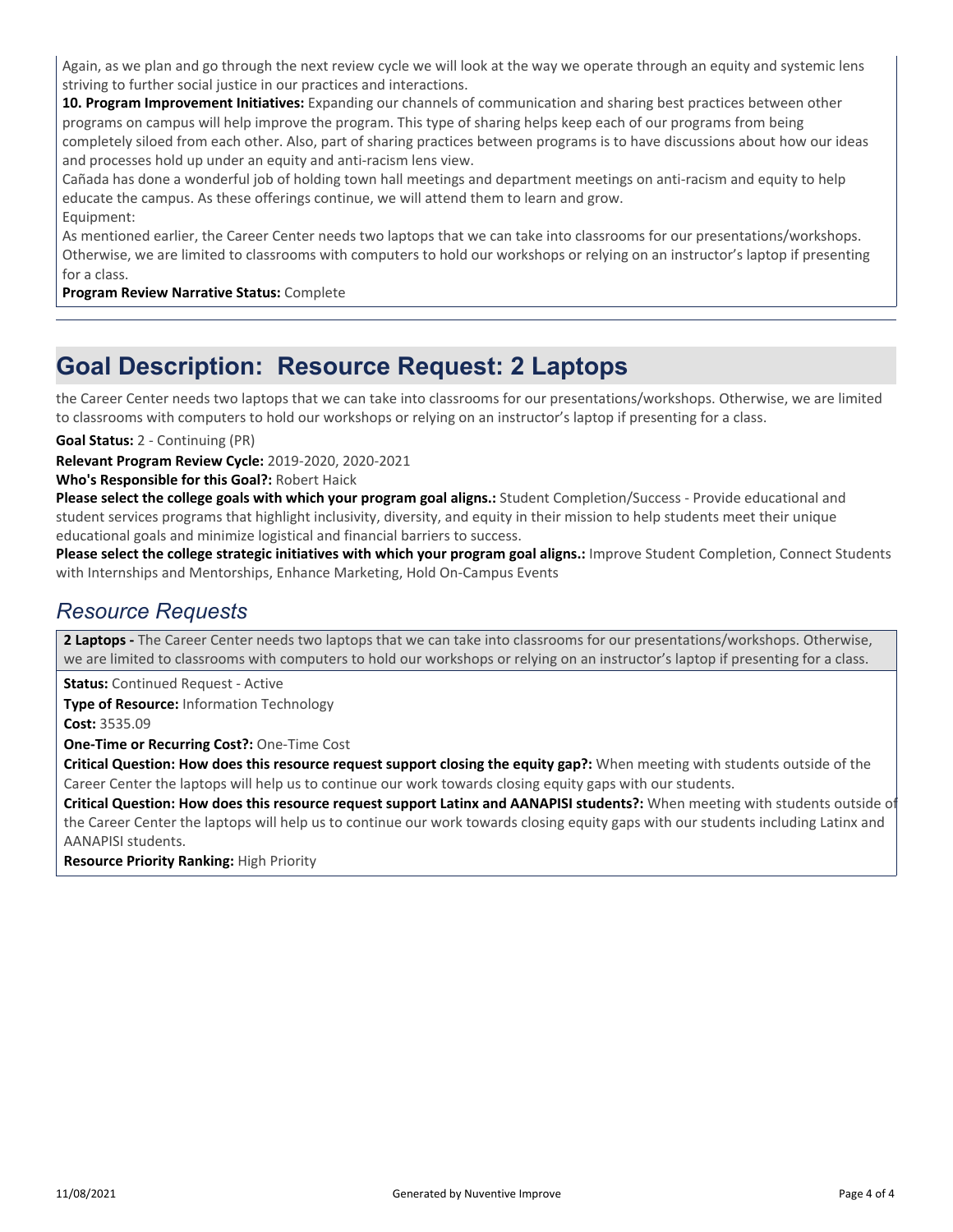Again, as we plan and go through the next review cycle we will look at the way we operate through an equity and systemic lens striving to further social justice in our practices and interactions.

**10. Program Improvement Initiatives:** Expanding our channels of communication and sharing best practices between other programs on campus will help improve the program. This type of sharing helps keep each of our programs from being completely siloed from each other. Also, part of sharing practices between programs is to have discussions about how our ideas and processes hold up under an equity and anti-racism lens view.

Cañada has done a wonderful job of holding town hall meetings and department meetings on anti-racism and equity to help educate the campus. As these offerings continue, we will attend them to learn and grow.

Equipment:

As mentioned earlier, the Career Center needs two laptops that we can take into classrooms for our presentations/workshops. Otherwise, we are limited to classrooms with computers to hold our workshops or relying on an instructor's laptop if presenting for a class.

**Program Review Narrative Status:** Complete

## Goal Description: Resource Request: 2 Laptops

the Career Center needs two laptops that we can take into classrooms for our presentations/workshops. Otherwise, we are limited to classrooms with computers to hold our workshops or relying on an instructor's laptop if presenting for a class.

**Goal Status:** 2 - Continuing (PR)

**Relevant Program Review Cycle:** 2019-2020, 2020-2021

**Who's Responsible for this Goal?:** Robert Haick

**Please select the college goals with which your program goal aligns.:** Student Completion/Success - Provide educational and student services programs that highlight inclusivity, diversity, and equity in their mission to help students meet their unique educational goals and minimize logistical and financial barriers to success.

**Please select the college strategic initiatives with which your program goal aligns.:** Improve Student Completion, Connect Students with Internships and Mentorships, Enhance Marketing, Hold On-Campus Events

### *Resource Requests*

**2 Laptops -** The Career Center needs two laptops that we can take into classrooms for our presentations/workshops. Otherwise, we are limited to classrooms with computers to hold our workshops or relying on an instructor's laptop if presenting for a class.

**Status:** Continued Request - Active

**Type of Resource:** Information Technology

**Cost:** 3535.09

**One-Time or Recurring Cost?:** One-Time Cost

**Critical Question: How does this resource request support closing the equity gap?:** When meeting with students outside of the Career Center the laptops will help us to continue our work towards closing equity gaps with our students.

**Critical Question: How does this resource request support Latinx and AANAPISI students?:** When meeting with students outside of the Career Center the laptops will help us to continue our work towards closing equity gaps with our students including Latinx and AANAPISI students.

**Resource Priority Ranking:** High Priority